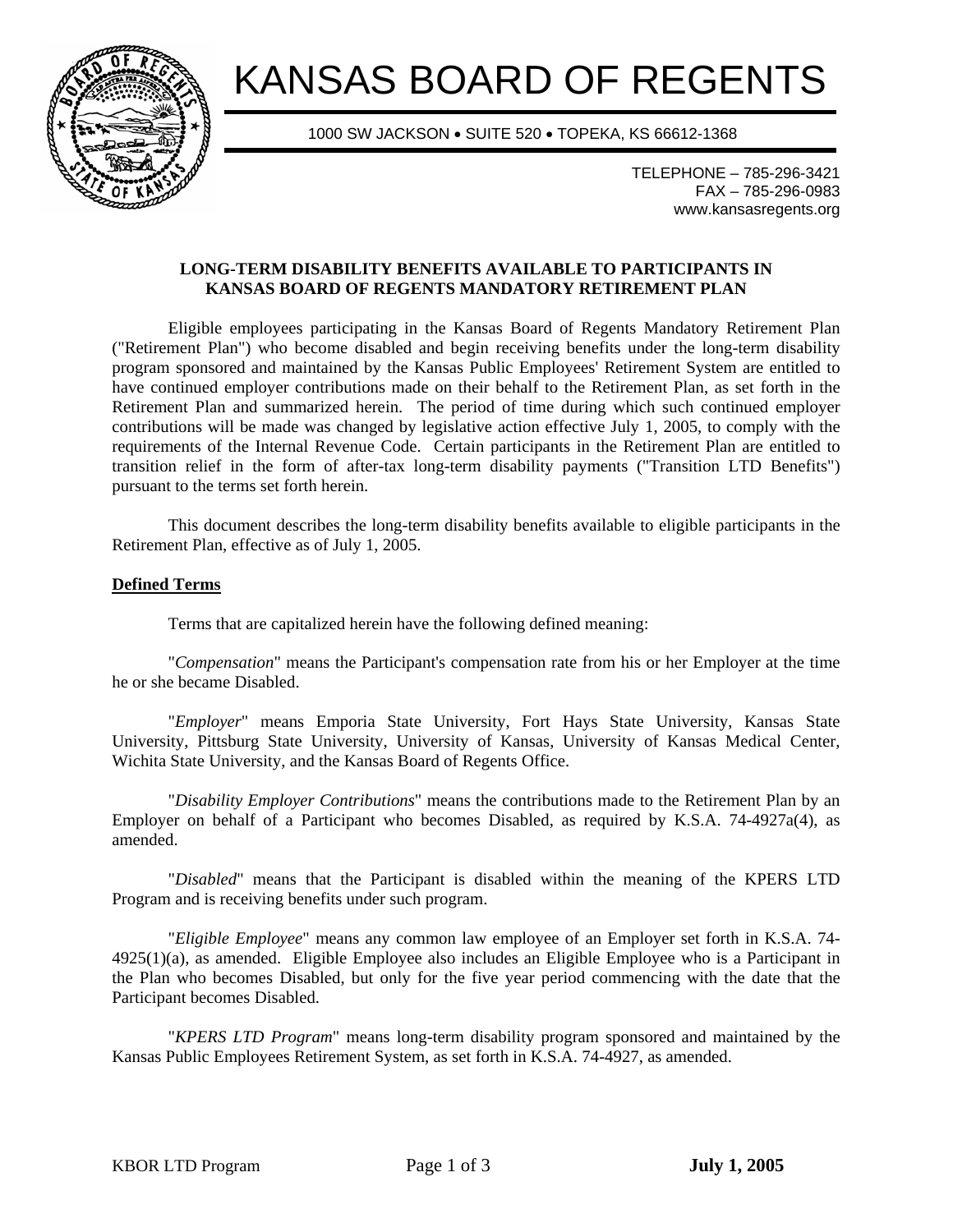# KANSAS BOARD OF REGENTS

1000 SW JACKSON • SUITE 520 • TOPEKA, KS 66612-1368

TELEPHONE – 785-296-3421
FAX – 785-296-0983
www.kansasregents.org

## LONG-TERM DISABILITY BENEFITS AVAILABLE TO PARTICIPANTS IN KANSAS BOARD OF REGENTS MANDATORY RETIREMENT PLAN

Eligible employees participating in the Kansas Board of Regents Mandatory Retirement Plan ("Retirement Plan") who become disabled and begin receiving benefits under the long-term disability program sponsored and maintained by the Kansas Public Employees' Retirement System are entitled to have continued employer contributions made on their behalf to the Retirement Plan, as set forth in the Retirement Plan and summarized herein. The period of time during which such continued employer contributions will be made was changed by legislative action effective July 1, 2005, to comply with the requirements of the Internal Revenue Code. Certain participants in the Retirement Plan are entitled to transition relief in the form of after-tax long-term disability payments ("Transition LTD Benefits") pursuant to the terms set forth herein.

This document describes the long-term disability benefits available to eligible participants in the Retirement Plan, effective as of July 1, 2005.

### Defined Terms

Terms that are capitalized herein have the following defined meaning:

"*Compensation*" means the Participant's compensation rate from his or her Employer at the time he or she became Disabled.

"*Employer*" means Emporia State University, Fort Hays State University, Kansas State University, Pittsburg State University, University of Kansas, University of Kansas Medical Center, Wichita State University, and the Kansas Board of Regents Office.

"*Disability Employer Contributions*" means the contributions made to the Retirement Plan by an Employer on behalf of a Participant who becomes Disabled, as required by K.S.A. 74-4927a(4), as amended.

"*Disabled*" means that the Participant is disabled within the meaning of the KPERS LTD Program and is receiving benefits under such program.

"*Eligible Employee*" means any common law employee of an Employer set forth in K.S.A. 74-4925(1)(a), as amended. Eligible Employee also includes an Eligible Employee who is a Participant in the Plan who becomes Disabled, but only for the five year period commencing with the date that the Participant becomes Disabled.

"*KPERS LTD Program*" means long-term disability program sponsored and maintained by the Kansas Public Employees Retirement System, as set forth in K.S.A. 74-4927, as amended.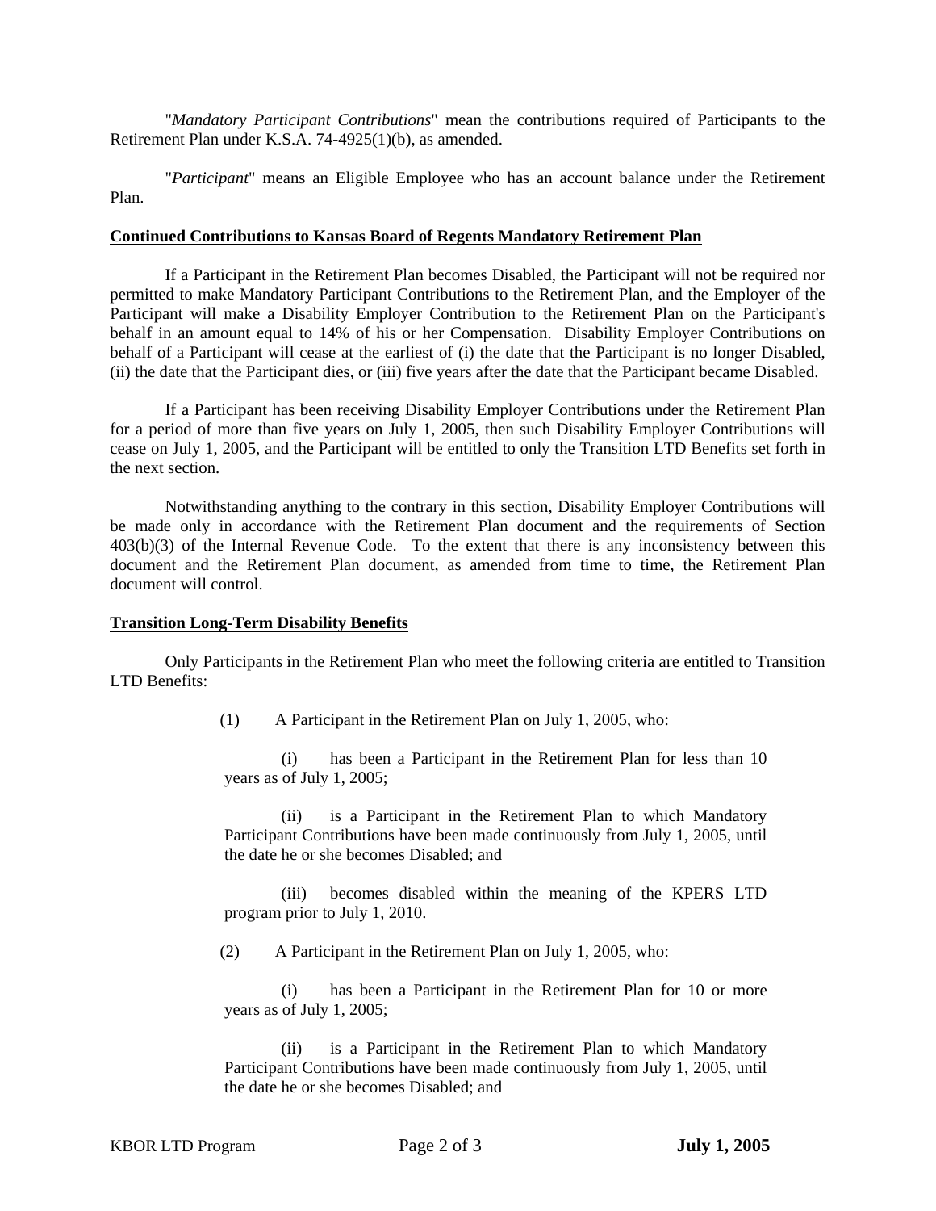"*Mandatory Participant Contributions*" mean the contributions required of Participants to the Retirement Plan under K.S.A. 74-4925(1)(b), as amended.

"*Participant*" means an Eligible Employee who has an account balance under the Retirement Plan.

**Continued Contributions to Kansas Board of Regents Mandatory Retirement Plan**

If a Participant in the Retirement Plan becomes Disabled, the Participant will not be required nor permitted to make Mandatory Participant Contributions to the Retirement Plan, and the Employer of the Participant will make a Disability Employer Contribution to the Retirement Plan on the Participant's behalf in an amount equal to 14% of his or her Compensation. Disability Employer Contributions on behalf of a Participant will cease at the earliest of (i) the date that the Participant is no longer Disabled, (ii) the date that the Participant dies, or (iii) five years after the date that the Participant became Disabled.

If a Participant has been receiving Disability Employer Contributions under the Retirement Plan for a period of more than five years on July 1, 2005, then such Disability Employer Contributions will cease on July 1, 2005, and the Participant will be entitled to only the Transition LTD Benefits set forth in the next section.

Notwithstanding anything to the contrary in this section, Disability Employer Contributions will be made only in accordance with the Retirement Plan document and the requirements of Section 403(b)(3) of the Internal Revenue Code. To the extent that there is any inconsistency between this document and the Retirement Plan document, as amended from time to time, the Retirement Plan document will control.

**Transition Long-Term Disability Benefits**

Only Participants in the Retirement Plan who meet the following criteria are entitled to Transition LTD Benefits:

(1) A Participant in the Retirement Plan on July 1, 2005, who:

(i) has been a Participant in the Retirement Plan for less than 10 years as of July 1, 2005;

(ii) is a Participant in the Retirement Plan to which Mandatory Participant Contributions have been made continuously from July 1, 2005, until the date he or she becomes Disabled; and

(iii) becomes disabled within the meaning of the KPERS LTD program prior to July 1, 2010.

(2) A Participant in the Retirement Plan on July 1, 2005, who:

(i) has been a Participant in the Retirement Plan for 10 or more years as of July 1, 2005;

(ii) is a Participant in the Retirement Plan to which Mandatory Participant Contributions have been made continuously from July 1, 2005, until the date he or she becomes Disabled; and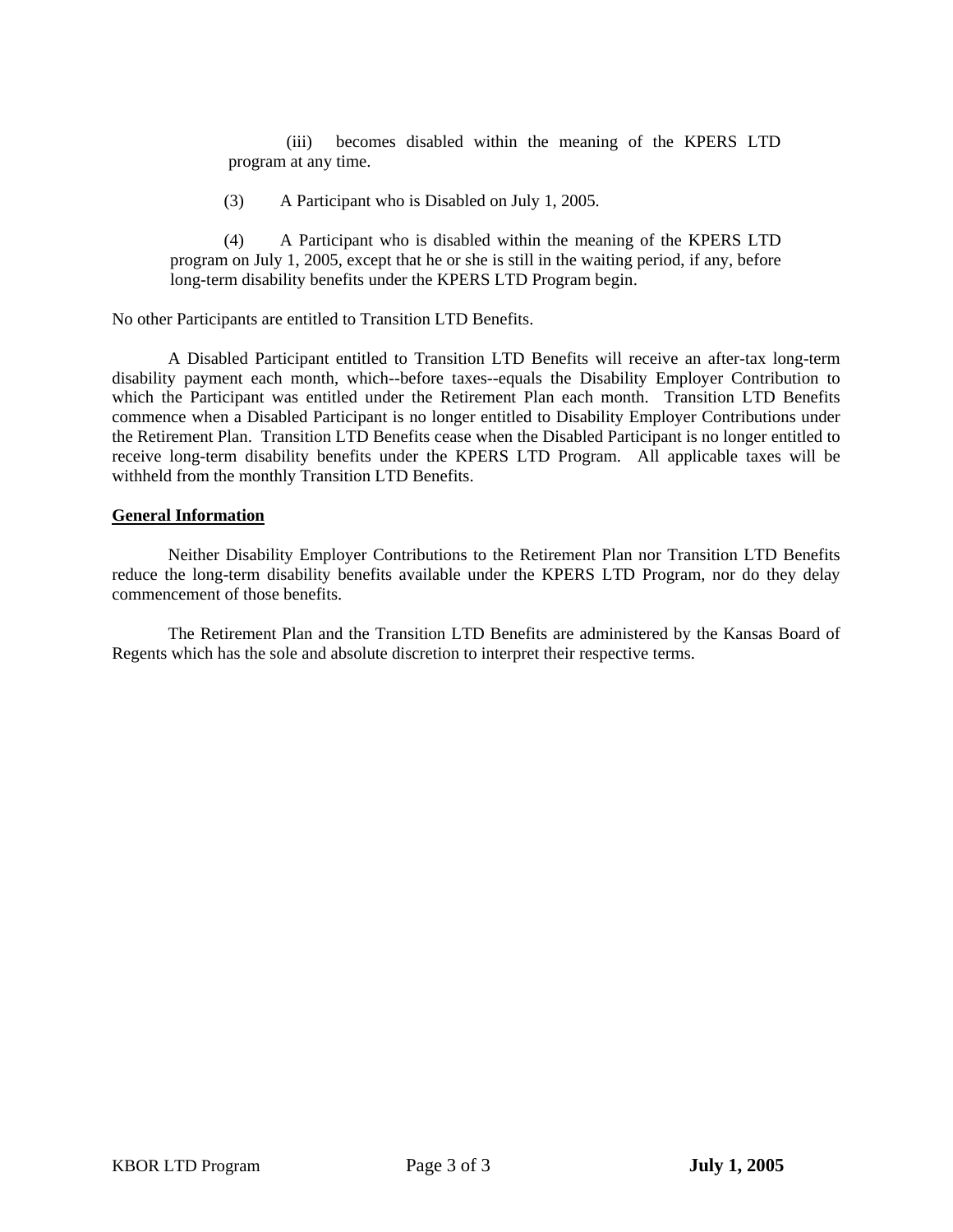(iii) becomes disabled within the meaning of the KPERS LTD program at any time.

(3) A Participant who is Disabled on July 1, 2005.

(4) A Participant who is disabled within the meaning of the KPERS LTD program on July 1, 2005, except that he or she is still in the waiting period, if any, before long-term disability benefits under the KPERS LTD Program begin.

No other Participants are entitled to Transition LTD Benefits.

A Disabled Participant entitled to Transition LTD Benefits will receive an after-tax long-term disability payment each month, which--before taxes--equals the Disability Employer Contribution to which the Participant was entitled under the Retirement Plan each month. Transition LTD Benefits commence when a Disabled Participant is no longer entitled to Disability Employer Contributions under the Retirement Plan. Transition LTD Benefits cease when the Disabled Participant is no longer entitled to receive long-term disability benefits under the KPERS LTD Program. All applicable taxes will be withheld from the monthly Transition LTD Benefits.

**General Information**

Neither Disability Employer Contributions to the Retirement Plan nor Transition LTD Benefits reduce the long-term disability benefits available under the KPERS LTD Program, nor do they delay commencement of those benefits.

The Retirement Plan and the Transition LTD Benefits are administered by the Kansas Board of Regents which has the sole and absolute discretion to interpret their respective terms.